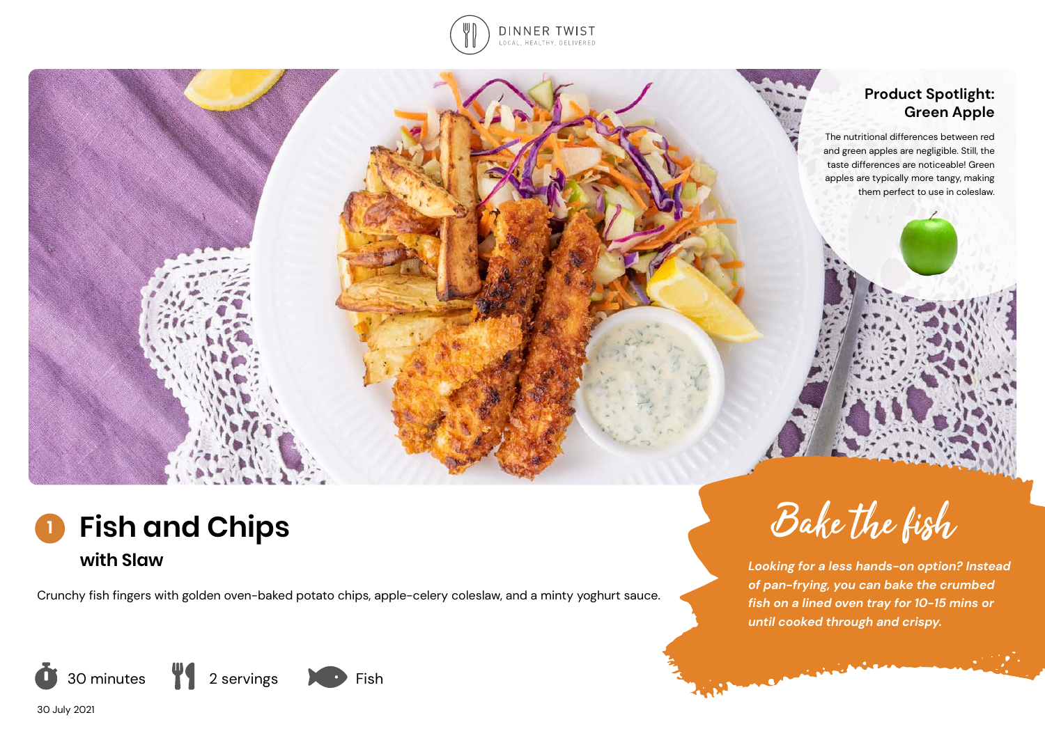DINNER TWIST
LOCAL, HEALTHY, DELIVERED

## Product Spotlight: Green Apple

The nutritional differences between red and green apples are negligible. Still, the taste differences are noticeable! Green apples are typically more tangy, making them perfect to use in coleslaw.

# 1 Fish and Chips

## with Slaw

Crunchy fish fingers with golden oven-baked potato chips, apple-celery coleslaw, and a minty yoghurt sauce.

30 minutes | 2 servings | Fish

30 July 2021

## Bake the fish

*Looking for a less hands-on option? Instead of pan-frying, you can bake the crumbed fish on a lined oven tray for 10-15 mins or until cooked through and crispy.*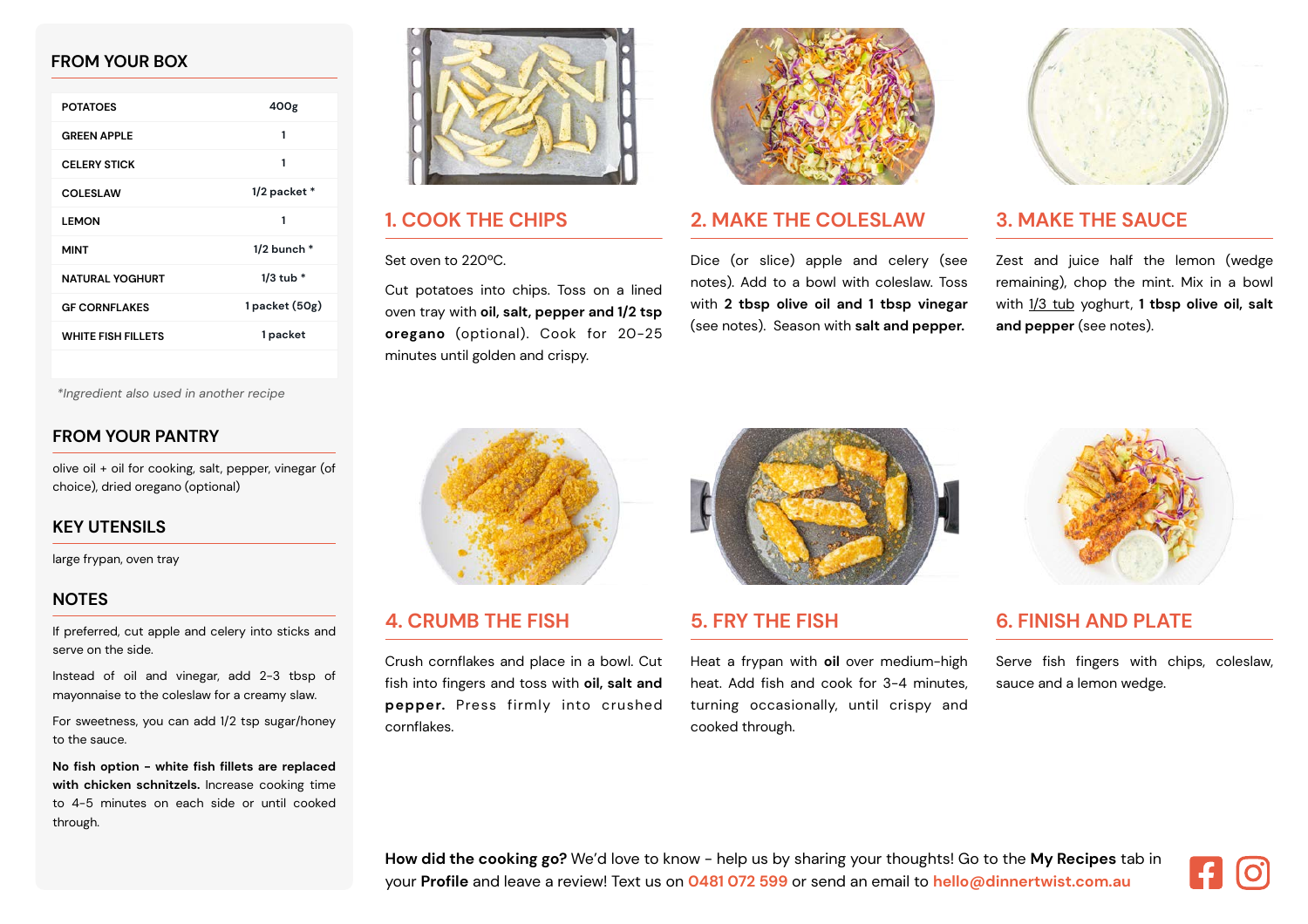## FROM YOUR BOX

| | |
|---|---|
| POTATOES | 400g |
| GREEN APPLE | 1 |
| CELERY STICK | 1 |
| COLESLAW | 1/2 packet * |
| LEMON | 1 |
| MINT | 1/2 bunch * |
| NATURAL YOGHURT | 1/3 tub * |
| GF CORNFLAKES | 1 packet (50g) |
| WHITE FISH FILLETS | 1 packet |

*\*Ingredient also used in another recipe*

## FROM YOUR PANTRY

olive oil + oil for cooking, salt, pepper, vinegar (of choice), dried oregano (optional)

## KEY UTENSILS

large frypan, oven tray

## NOTES

If preferred, cut apple and celery into sticks and serve on the side.

Instead of oil and vinegar, add 2-3 tbsp of mayonnaise to the coleslaw for a creamy slaw.

For sweetness, you can add 1/2 tsp sugar/honey to the sauce.

**No fish option – white fish fillets are replaced with chicken schnitzels.** Increase cooking time to 4-5 minutes on each side or until cooked through.

## 1. COOK THE CHIPS

Set oven to 220°C.

Cut potatoes into chips. Toss on a lined oven tray with **oil, salt, pepper and 1/2 tsp oregano** (optional). Cook for 20-25 minutes until golden and crispy.

## 2. MAKE THE COLESLAW

Dice (or slice) apple and celery (see notes). Add to a bowl with coleslaw. Toss with **2 tbsp olive oil and 1 tbsp vinegar** (see notes). Season with **salt and pepper.**

## 3. MAKE THE SAUCE

Zest and juice half the lemon (wedge remaining), chop the mint. Mix in a bowl with 1/3 tub yoghurt, **1 tbsp olive oil, salt and pepper** (see notes).

## 4. CRUMB THE FISH

Crush cornflakes and place in a bowl. Cut fish into fingers and toss with **oil, salt and pepper.** Press firmly into crushed cornflakes.

## 5. FRY THE FISH

Heat a frypan with **oil** over medium-high heat. Add fish and cook for 3-4 minutes, turning occasionally, until crispy and cooked through.

## 6. FINISH AND PLATE

Serve fish fingers with chips, coleslaw, sauce and a lemon wedge.

**How did the cooking go?** We'd love to know - help us by sharing your thoughts! Go to the **My Recipes** tab in your **Profile** and leave a review! Text us on 0481 072 599 or send an email to hello@dinnertwist.com.au